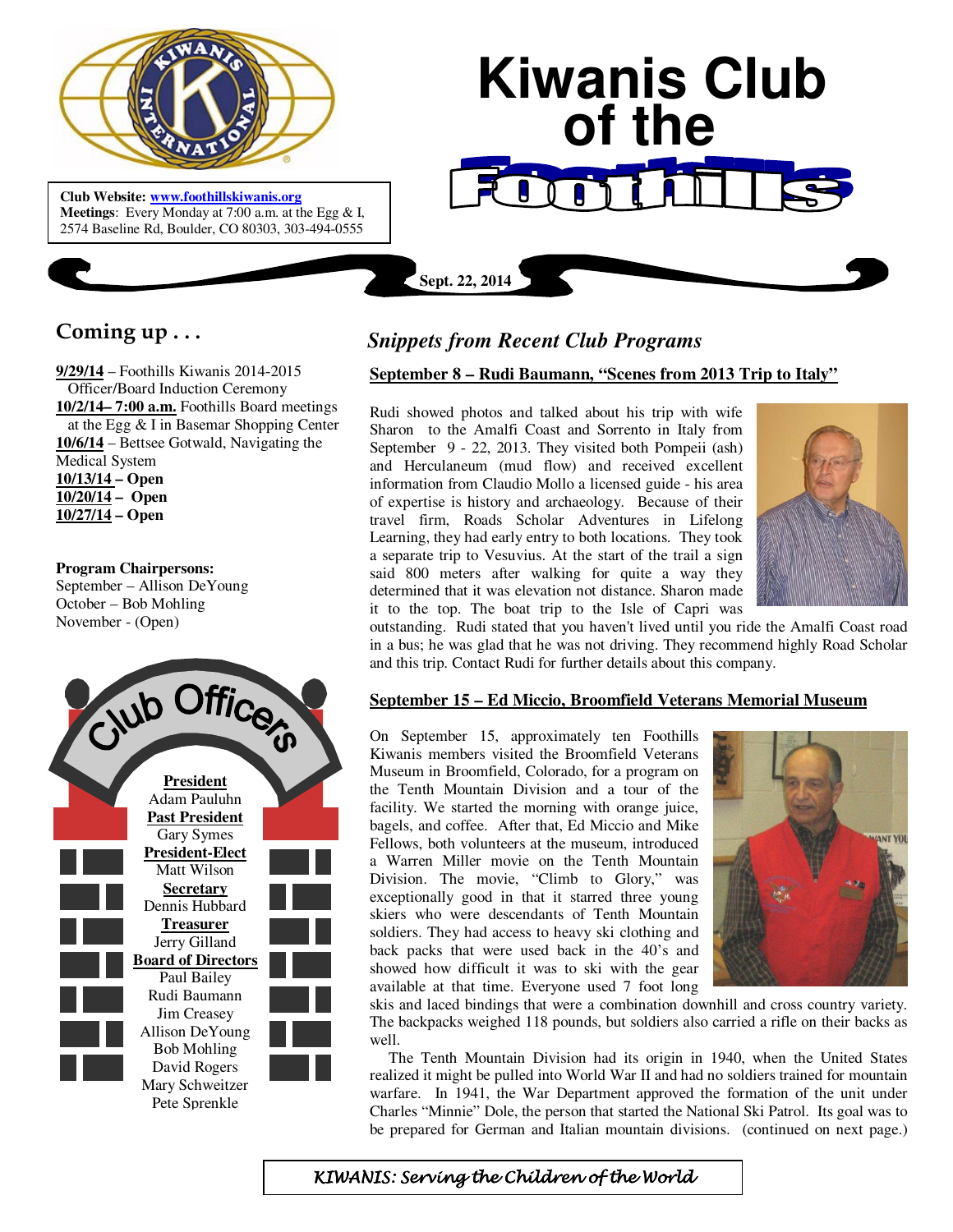# Kiwanis Club of the Foothills

**Club Website:** www.foothillskiwanis.org
**Meetings**: Every Monday at 7:00 a.m. at the Egg & I, 2574 Baseline Rd, Boulder, CO 80303, 303-494-0555

**Sept. 22, 2014**

## Coming up . . .

**9/29/14** – Foothills Kiwanis 2014-2015 Officer/Board Induction Ceremony
**10/2/14– 7:00 a.m.** Foothills Board meetings at the Egg & I in Basemar Shopping Center
**10/6/14** – Bettsee Gotwald, Navigating the Medical System
**10/13/14 – Open**
**10/20/14 – Open**
**10/27/14 – Open**

**Program Chairpersons:**
September – Allison DeYoung
October – Bob Mohling
November - (Open)

## Club Officers

**President**
Adam Pauluhn

**Past President**
Gary Symes

**President-Elect**
Matt Wilson

**Secretary**
Dennis Hubbard

**Treasurer**
Jerry Gilland

**Board of Directors**
Paul Bailey
Rudi Baumann
Jim Creasey
Allison DeYoung
Bob Mohling
David Rogers
Mary Schweitzer
Pete Sprenkle

## *Snippets from Recent Club Programs*

### September 8 – Rudi Baumann, "Scenes from 2013 Trip to Italy"

Rudi showed photos and talked about his trip with wife Sharon to the Amalfi Coast and Sorrento in Italy from September 9 - 22, 2013. They visited both Pompeii (ash) and Herculaneum (mud flow) and received excellent information from Claudio Mollo a licensed guide - his area of expertise is history and archaeology. Because of their travel firm, Roads Scholar Adventures in Lifelong Learning, they had early entry to both locations. They took a separate trip to Vesuvius. At the start of the trail a sign said 800 meters after walking for quite a way they determined that it was elevation not distance. Sharon made it to the top. The boat trip to the Isle of Capri was outstanding. Rudi stated that you haven't lived until you ride the Amalfi Coast road in a bus; he was glad that he was not driving. They recommend highly Road Scholar and this trip. Contact Rudi for further details about this company.

### September 15 – Ed Miccio, Broomfield Veterans Memorial Museum

On September 15, approximately ten Foothills Kiwanis members visited the Broomfield Veterans Museum in Broomfield, Colorado, for a program on the Tenth Mountain Division and a tour of the facility. We started the morning with orange juice, bagels, and coffee. After that, Ed Miccio and Mike Fellows, both volunteers at the museum, introduced a Warren Miller movie on the Tenth Mountain Division. The movie, "Climb to Glory," was exceptionally good in that it starred three young skiers who were descendants of Tenth Mountain soldiers. They had access to heavy ski clothing and back packs that were used back in the 40's and showed how difficult it was to ski with the gear available at that time. Everyone used 7 foot long skis and laced bindings that were a combination downhill and cross country variety. The backpacks weighed 118 pounds, but soldiers also carried a rifle on their backs as well.

The Tenth Mountain Division had its origin in 1940, when the United States realized it might be pulled into World War II and had no soldiers trained for mountain warfare. In 1941, the War Department approved the formation of the unit under Charles "Minnie" Dole, the person that started the National Ski Patrol. Its goal was to be prepared for German and Italian mountain divisions. (continued on next page.)

*KIWANIS: Serving the Children of the World*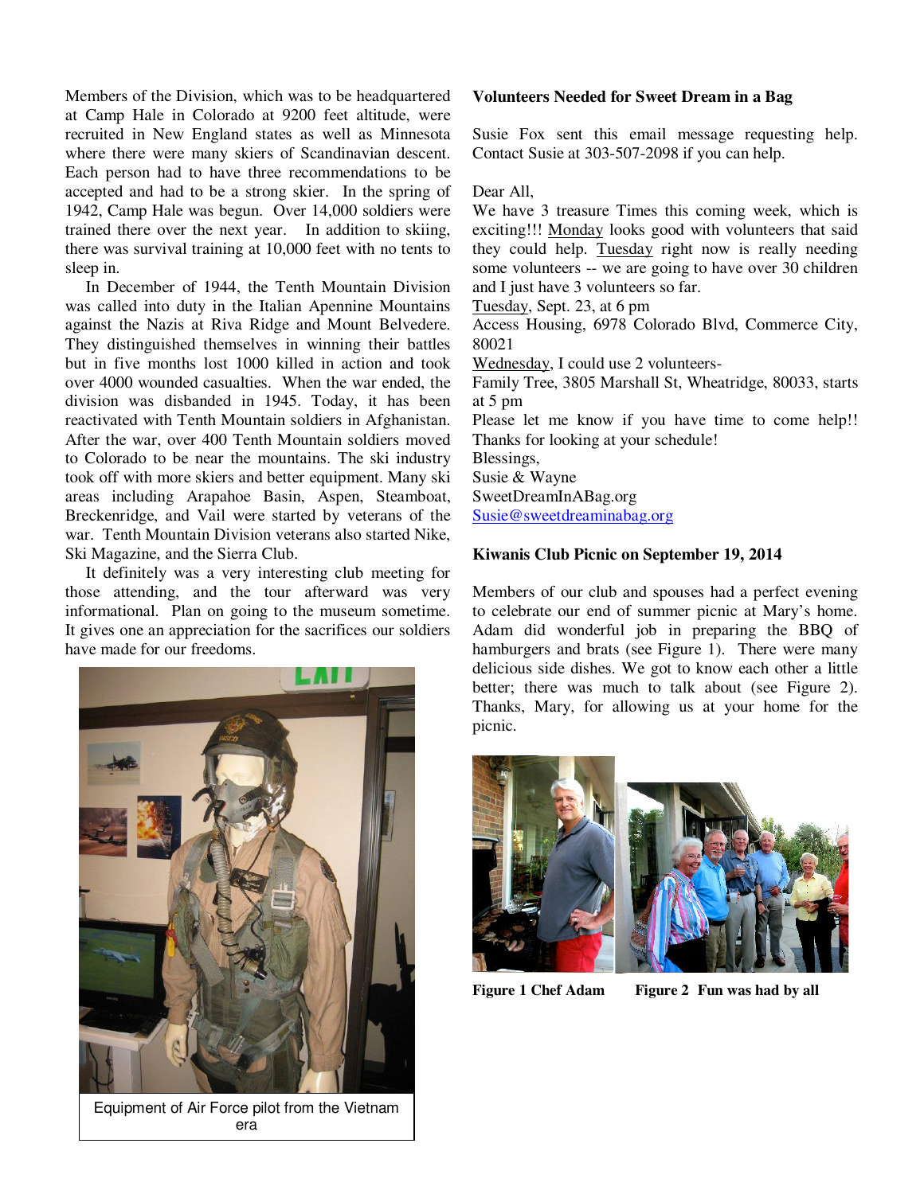Members of the Division, which was to be headquartered at Camp Hale in Colorado at 9200 feet altitude, were recruited in New England states as well as Minnesota where there were many skiers of Scandinavian descent. Each person had to have three recommendations to be accepted and had to be a strong skier. In the spring of 1942, Camp Hale was begun. Over 14,000 soldiers were trained there over the next year. In addition to skiing, there was survival training at 10,000 feet with no tents to sleep in.

In December of 1944, the Tenth Mountain Division was called into duty in the Italian Apennine Mountains against the Nazis at Riva Ridge and Mount Belvedere. They distinguished themselves in winning their battles but in five months lost 1000 killed in action and took over 4000 wounded casualties. When the war ended, the division was disbanded in 1945. Today, it has been reactivated with Tenth Mountain soldiers in Afghanistan. After the war, over 400 Tenth Mountain soldiers moved to Colorado to be near the mountains. The ski industry took off with more skiers and better equipment. Many ski areas including Arapahoe Basin, Aspen, Steamboat, Breckenridge, and Vail were started by veterans of the war. Tenth Mountain Division veterans also started Nike, Ski Magazine, and the Sierra Club.

It definitely was a very interesting club meeting for those attending, and the tour afterward was very informational. Plan on going to the museum sometime. It gives one an appreciation for the sacrifices our soldiers have made for our freedoms.

Equipment of Air Force pilot from the Vietnam era

**Volunteers Needed for Sweet Dream in a Bag**

Susie Fox sent this email message requesting help. Contact Susie at 303-507-2098 if you can help.

Dear All,
We have 3 treasure Times this coming week, which is exciting!!! Monday looks good with volunteers that said they could help. Tuesday right now is really needing some volunteers -- we are going to have over 30 children and I just have 3 volunteers so far.
Tuesday, Sept. 23, at 6 pm
Access Housing, 6978 Colorado Blvd, Commerce City, 80021
Wednesday, I could use 2 volunteers-
Family Tree, 3805 Marshall St, Wheatridge, 80033, starts at 5 pm
Please let me know if you have time to come help!!
Thanks for looking at your schedule!
Blessings,
Susie & Wayne
SweetDreamInABag.org
Susie@sweetdreaminabag.org

**Kiwanis Club Picnic on September 19, 2014**

Members of our club and spouses had a perfect evening to celebrate our end of summer picnic at Mary's home. Adam did wonderful job in preparing the BBQ of hamburgers and brats (see Figure 1). There were many delicious side dishes. We got to know each other a little better; there was much to talk about (see Figure 2). Thanks, Mary, for allowing us at your home for the picnic.

**Figure 1 Chef Adam**

**Figure 2 Fun was had by all**